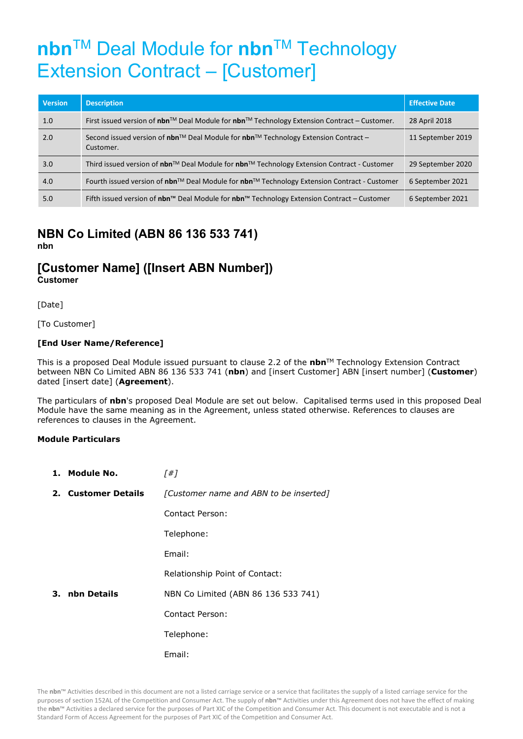# **nbn**™ Deal Module for **nbn**™ Technology Extension Contract – [Customer]

| Version | Description | Effective Date |
| --- | --- | --- |
| 1.0 | First issued version of **nbn**™ Deal Module for **nbn**™ Technology Extension Contract – Customer. | 28 April 2018 |
| 2.0 | Second issued version of **nbn**™ Deal Module for **nbn**™ Technology Extension Contract – Customer. | 11 September 2019 |
| 3.0 | Third issued version of **nbn**™ Deal Module for **nbn**™ Technology Extension Contract - Customer | 29 September 2020 |
| 4.0 | Fourth issued version of **nbn**™ Deal Module for **nbn**™ Technology Extension Contract - Customer | 6 September 2021 |
| 5.0 | Fifth issued version of **nbn**™ Deal Module for **nbn**™ Technology Extension Contract – Customer | 6 September 2021 |

## NBN Co Limited (ABN 86 136 533 741)
**nbn**

## [Customer Name] ([Insert ABN Number])
**Customer**

[Date]

[To Customer]

**[End User Name/Reference]**

This is a proposed Deal Module issued pursuant to clause 2.2 of the **nbn**™ Technology Extension Contract between NBN Co Limited ABN 86 136 533 741 (**nbn**) and [insert Customer] ABN [insert number] (**Customer**) dated [insert date] (**Agreement**).

The particulars of **nbn**'s proposed Deal Module are set out below. Capitalised terms used in this proposed Deal Module have the same meaning as in the Agreement, unless stated otherwise. References to clauses are references to clauses in the Agreement.

**Module Particulars**

1. **Module No.** *[#]*
2. **Customer Details** *[Customer name and ABN to be inserted]*

   Contact Person:

   Telephone:

   Email:

   Relationship Point of Contact:
3. **nbn Details** NBN Co Limited (ABN 86 136 533 741)

   Contact Person:

   Telephone:

   Email:

The **nbn**™ Activities described in this document are not a listed carriage service or a service that facilitates the supply of a listed carriage service for the purposes of section 152AL of the Competition and Consumer Act. The supply of **nbn**™ Activities under this Agreement does not have the effect of making the **nbn**™ Activities a declared service for the purposes of Part XIC of the Competition and Consumer Act. This document is not executable and is not a Standard Form of Access Agreement for the purposes of Part XIC of the Competition and Consumer Act.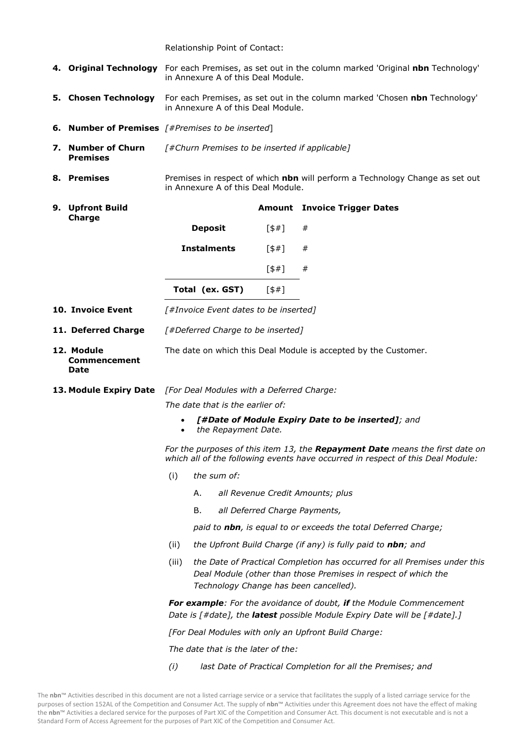Relationship Point of Contact:

**4. Original Technology** For each Premises, as set out in the column marked 'Original **nbn** Technology' in Annexure A of this Deal Module.

**5. Chosen Technology** For each Premises, as set out in the column marked 'Chosen **nbn** Technology' in Annexure A of this Deal Module.

**6. Number of Premises** *[#Premises to be inserted*]

**7. Number of Churn Premises** *[#Churn Premises to be inserted if applicable]*

**8. Premises** Premises in respect of which **nbn** will perform a Technology Change as set out in Annexure A of this Deal Module.

**9. Upfront Build Charge**

| | Amount | Invoice Trigger Dates |
|---|---|---|
| **Deposit** | [$#] | # |
| **Instalments** | [$#] | # |
| | [$#] | # |
| **Total (ex. GST)** | [$#] | |

**10. Invoice Event** *[#Invoice Event dates to be inserted]*

**11. Deferred Charge** *[#Deferred Charge to be inserted]*

**12. Module Commencement Date** The date on which this Deal Module is accepted by the Customer.

**13. Module Expiry Date** *[For Deal Modules with a Deferred Charge:*

*The date that is the earlier of:*

- ***[#Date of Module Expiry Date to be inserted]****; and*
- *the Repayment Date.*

*For the purposes of this item 13, the* ***Repayment Date*** *means the first date on which all of the following events have occurred in respect of this Deal Module:*

(i) *the sum of:*

A. *all Revenue Credit Amounts; plus*

B. *all Deferred Charge Payments,*

*paid to* ***nbn****, is equal to or exceeds the total Deferred Charge;*

(ii) *the Upfront Build Charge (if any) is fully paid to* ***nbn****; and*

(iii) *the Date of Practical Completion has occurred for all Premises under this Deal Module (other than those Premises in respect of which the Technology Change has been cancelled).*

***For example****: For the avoidance of doubt,* ***if*** *the Module Commencement Date is [#date], the* ***latest*** *possible Module Expiry Date will be [#date].]*

*[For Deal Modules with only an Upfront Build Charge:*

*The date that is the later of the:*

*(i)* *last Date of Practical Completion for all the Premises; and*

The **nbn**™ Activities described in this document are not a listed carriage service or a service that facilitates the supply of a listed carriage service for the purposes of section 152AL of the Competition and Consumer Act. The supply of **nbn**™ Activities under this Agreement does not have the effect of making the **nbn**™ Activities a declared service for the purposes of Part XIC of the Competition and Consumer Act. This document is not executable and is not a Standard Form of Access Agreement for the purposes of Part XIC of the Competition and Consumer Act.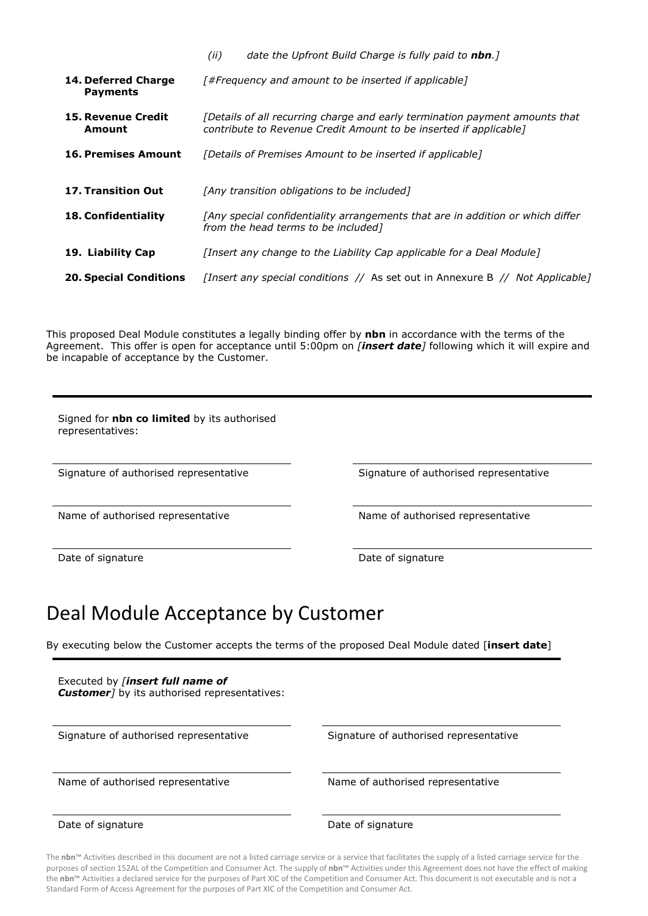| | |
|---|---|
| | *(ii)* *date the Upfront Build Charge is fully paid to **nbn**.]* |
| **14. Deferred Charge Payments** | *[#Frequency and amount to be inserted if applicable]* |
| **15. Revenue Credit Amount** | *[Details of all recurring charge and early termination payment amounts that contribute to Revenue Credit Amount to be inserted if applicable]* |
| **16. Premises Amount** | *[Details of Premises Amount to be inserted if applicable]* |
| **17. Transition Out** | *[Any transition obligations to be included]* |
| **18. Confidentiality** | *[Any special confidentiality arrangements that are in addition or which differ from the head terms to be included]* |
| **19. Liability Cap** | *[Insert any change to the Liability Cap applicable for a Deal Module]* |
| **20. Special Conditions** | *[Insert any special conditions //* As set out in Annexure B *// Not Applicable]* |

This proposed Deal Module constitutes a legally binding offer by **nbn** in accordance with the terms of the Agreement. This offer is open for acceptance until 5:00pm on *[**insert date**]* following which it will expire and be incapable of acceptance by the Customer.

Signed for **nbn co limited** by its authorised representatives:

| | |
|---|---|
| Signature of authorised representative | Signature of authorised representative |
| Name of authorised representative | Name of authorised representative |
| Date of signature | Date of signature |

# Deal Module Acceptance by Customer

By executing below the Customer accepts the terms of the proposed Deal Module dated [**insert date**]

Executed by *[**insert full name of Customer**]* by its authorised representatives:

| | |
|---|---|
| Signature of authorised representative | Signature of authorised representative |
| Name of authorised representative | Name of authorised representative |
| Date of signature | Date of signature |

The **nbn**™ Activities described in this document are not a listed carriage service or a service that facilitates the supply of a listed carriage service for the purposes of section 152AL of the Competition and Consumer Act. The supply of **nbn**™ Activities under this Agreement does not have the effect of making the **nbn**™ Activities a declared service for the purposes of Part XIC of the Competition and Consumer Act. This document is not executable and is not a Standard Form of Access Agreement for the purposes of Part XIC of the Competition and Consumer Act.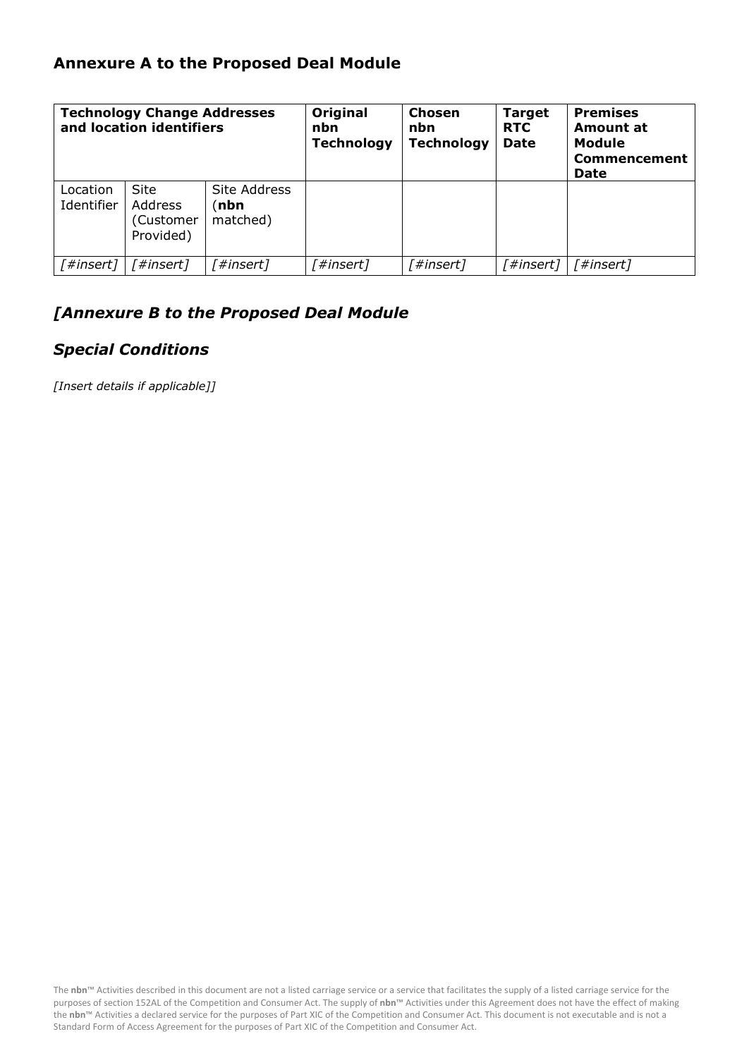## Annexure A to the Proposed Deal Module

| Technology Change Addresses and location identifiers | | | Original nbn Technology | Chosen nbn Technology | Target RTC Date | Premises Amount at Module Commencement Date |
|---|---|---|---|---|---|---|
| Location Identifier | Site Address (Customer Provided) | Site Address (**nbn** matched) | | | | |
| *[#insert]* | *[#insert]* | *[#insert]* | *[#insert]* | *[#insert]* | *[#insert]* | *[#insert]* |

## *[Annexure B to the Proposed Deal Module*

## *Special Conditions*

*[Insert details if applicable]]*

The **nbn**™ Activities described in this document are not a listed carriage service or a service that facilitates the supply of a listed carriage service for the purposes of section 152AL of the Competition and Consumer Act. The supply of **nbn**™ Activities under this Agreement does not have the effect of making the **nbn**™ Activities a declared service for the purposes of Part XIC of the Competition and Consumer Act. This document is not executable and is not a Standard Form of Access Agreement for the purposes of Part XIC of the Competition and Consumer Act.